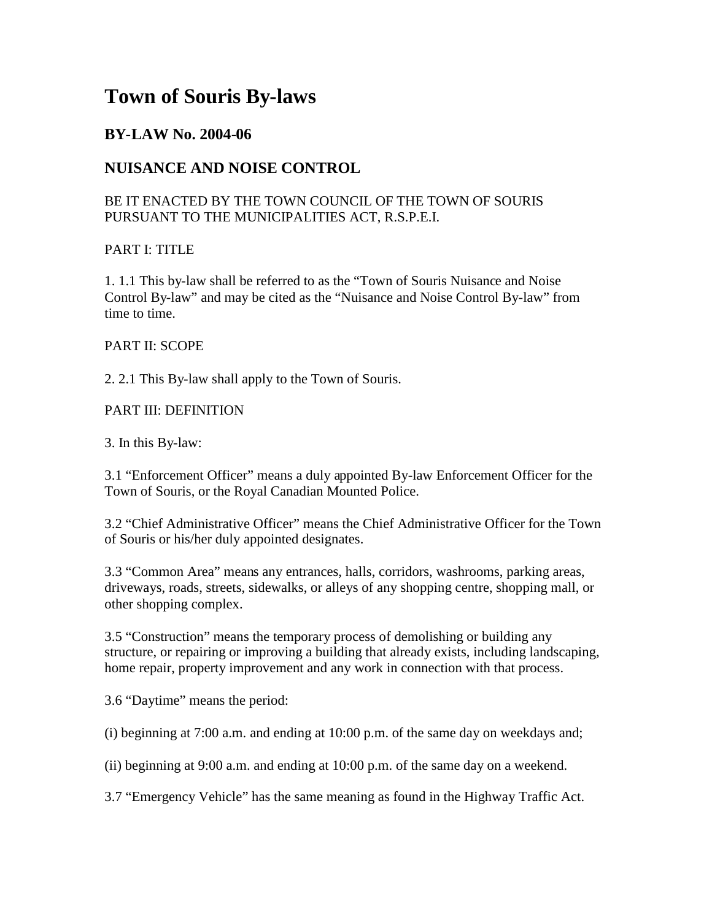# Town of Souris By-laws

## BY-LAW No. 2004-06

## NUISANCE AND NOISE CONTROL

BE IT ENACTED BY THE TOWN COUNCIL OF THE TOWN OF SOURIS PURSUANT TO THE MUNICIPALITIES ACT, R.S.P.E.I.

PART I: TITLE

1. 1.1 This by-law shall be referred to as the "Town of Souris Nuisance and Noise Control By-law" and may be cited as the "Nuisance and Noise Control By-law" from time to time.

PART II: SCOPE

2. 2.1 This By-law shall apply to the Town of Souris.

PART III: DEFINITION

3. In this By-law:

3.1 "Enforcement Officer" means a duly appointed By-law Enforcement Officer for the Town of Souris, or the Royal Canadian Mounted Police.

3.2 "Chief Administrative Officer" means the Chief Administrative Officer for the Town of Souris or his/her duly appointed designates.

3.3 "Common Area" means any entrances, halls, corridors, washrooms, parking areas, driveways, roads, streets, sidewalks, or alleys of any shopping centre, shopping mall, or other shopping complex.

3.5 "Construction" means the temporary process of demolishing or building any structure, or repairing or improving a building that already exists, including landscaping, home repair, property improvement and any work in connection with that process.

3.6 "Daytime" means the period:

(i) beginning at 7:00 a.m. and ending at 10:00 p.m. of the same day on weekdays and;

(ii) beginning at 9:00 a.m. and ending at 10:00 p.m. of the same day on a weekend.

3.7 "Emergency Vehicle" has the same meaning as found in the Highway Traffic Act.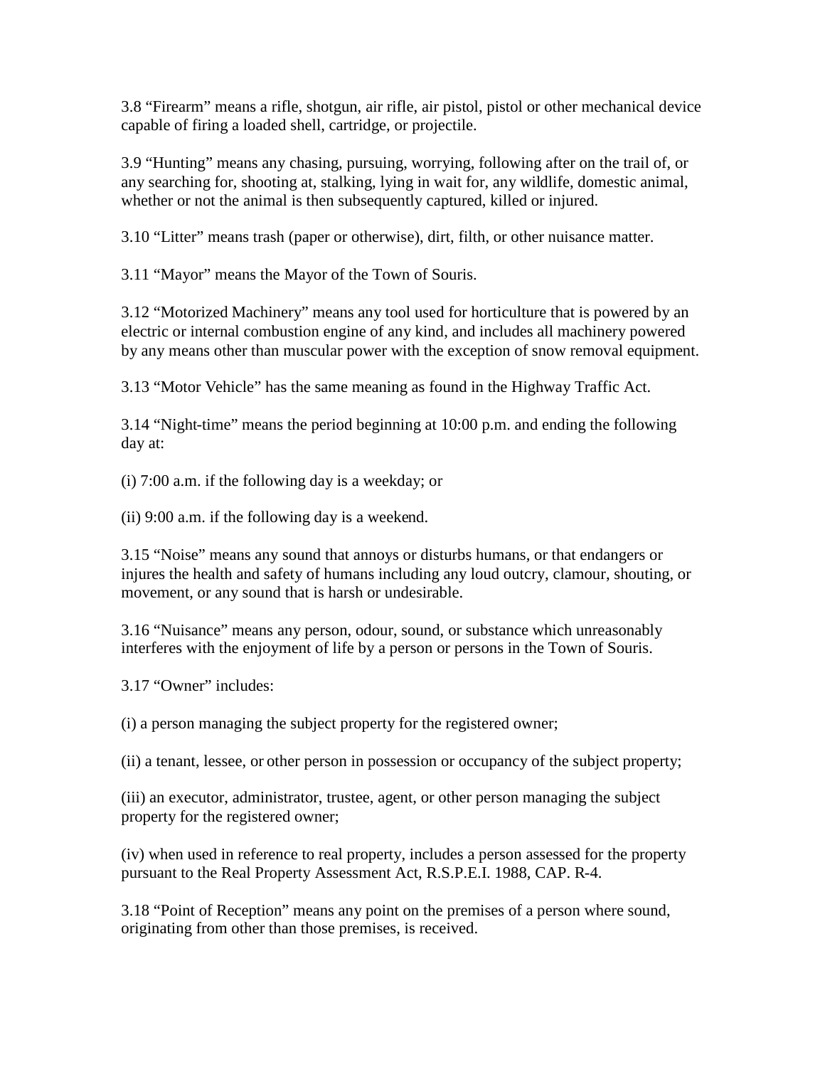3.8 “Firearm” means a rifle, shotgun, air rifle, air pistol, pistol or other mechanical device capable of firing a loaded shell, cartridge, or projectile.

3.9 “Hunting” means any chasing, pursuing, worrying, following after on the trail of, or any searching for, shooting at, stalking, lying in wait for, any wildlife, domestic animal, whether or not the animal is then subsequently captured, killed or injured.

3.10 “Litter” means trash (paper or otherwise), dirt, filth, or other nuisance matter.

3.11 “Mayor” means the Mayor of the Town of Souris.

3.12 “Motorized Machinery” means any tool used for horticulture that is powered by an electric or internal combustion engine of any kind, and includes all machinery powered by any means other than muscular power with the exception of snow removal equipment.

3.13 “Motor Vehicle” has the same meaning as found in the Highway Traffic Act.

3.14 “Night-time” means the period beginning at 10:00 p.m. and ending the following day at:

(i) 7:00 a.m. if the following day is a weekday; or

(ii) 9:00 a.m. if the following day is a weekend.

3.15 “Noise” means any sound that annoys or disturbs humans, or that endangers or injures the health and safety of humans including any loud outcry, clamour, shouting, or movement, or any sound that is harsh or undesirable.

3.16 “Nuisance” means any person, odour, sound, or substance which unreasonably interferes with the enjoyment of life by a person or persons in the Town of Souris.

3.17 “Owner” includes:

(i) a person managing the subject property for the registered owner;

(ii) a tenant, lessee, or other person in possession or occupancy of the subject property;

(iii) an executor, administrator, trustee, agent, or other person managing the subject property for the registered owner;

(iv) when used in reference to real property, includes a person assessed for the property pursuant to the Real Property Assessment Act, R.S.P.E.I. 1988, CAP. R-4.

3.18 “Point of Reception” means any point on the premises of a person where sound, originating from other than those premises, is received.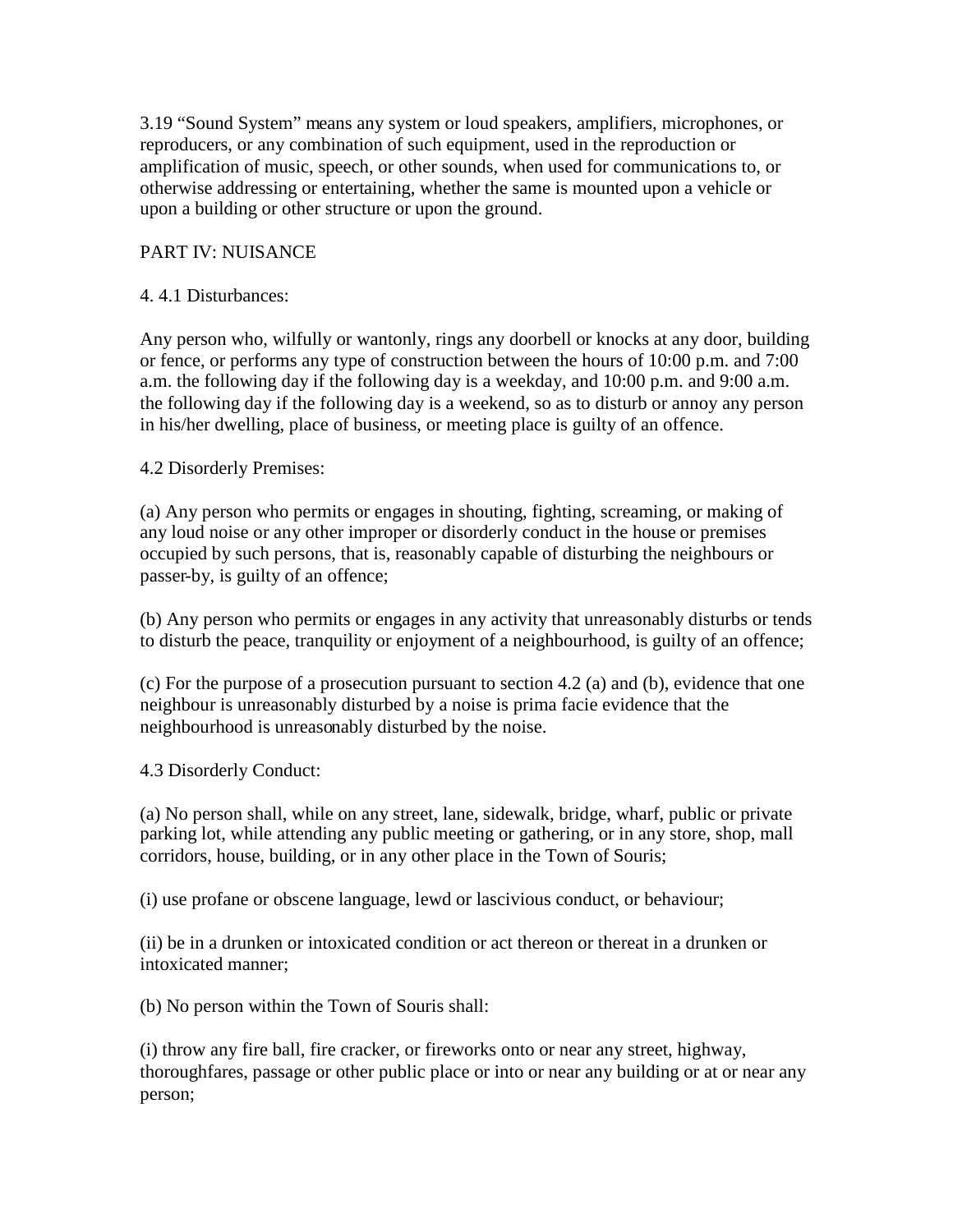3.19 "Sound System" means any system or loud speakers, amplifiers, microphones, or reproducers, or any combination of such equipment, used in the reproduction or amplification of music, speech, or other sounds, when used for communications to, or otherwise addressing or entertaining, whether the same is mounted upon a vehicle or upon a building or other structure or upon the ground.

## PART IV: NUISANCE

4. 4.1 Disturbances:

Any person who, wilfully or wantonly, rings any doorbell or knocks at any door, building or fence, or performs any type of construction between the hours of 10:00 p.m. and 7:00 a.m. the following day if the following day is a weekday, and 10:00 p.m. and 9:00 a.m. the following day if the following day is a weekend, so as to disturb or annoy any person in his/her dwelling, place of business, or meeting place is guilty of an offence.

4.2 Disorderly Premises:

(a) Any person who permits or engages in shouting, fighting, screaming, or making of any loud noise or any other improper or disorderly conduct in the house or premises occupied by such persons, that is, reasonably capable of disturbing the neighbours or passer-by, is guilty of an offence;

(b) Any person who permits or engages in any activity that unreasonably disturbs or tends to disturb the peace, tranquility or enjoyment of a neighbourhood, is guilty of an offence;

(c) For the purpose of a prosecution pursuant to section 4.2 (a) and (b), evidence that one neighbour is unreasonably disturbed by a noise is prima facie evidence that the neighbourhood is unreasonably disturbed by the noise.

4.3 Disorderly Conduct:

(a) No person shall, while on any street, lane, sidewalk, bridge, wharf, public or private parking lot, while attending any public meeting or gathering, or in any store, shop, mall corridors, house, building, or in any other place in the Town of Souris;

(i) use profane or obscene language, lewd or lascivious conduct, or behaviour;

(ii) be in a drunken or intoxicated condition or act thereon or thereat in a drunken or intoxicated manner;

(b) No person within the Town of Souris shall:

(i) throw any fire ball, fire cracker, or fireworks onto or near any street, highway, thoroughfares, passage or other public place or into or near any building or at or near any person;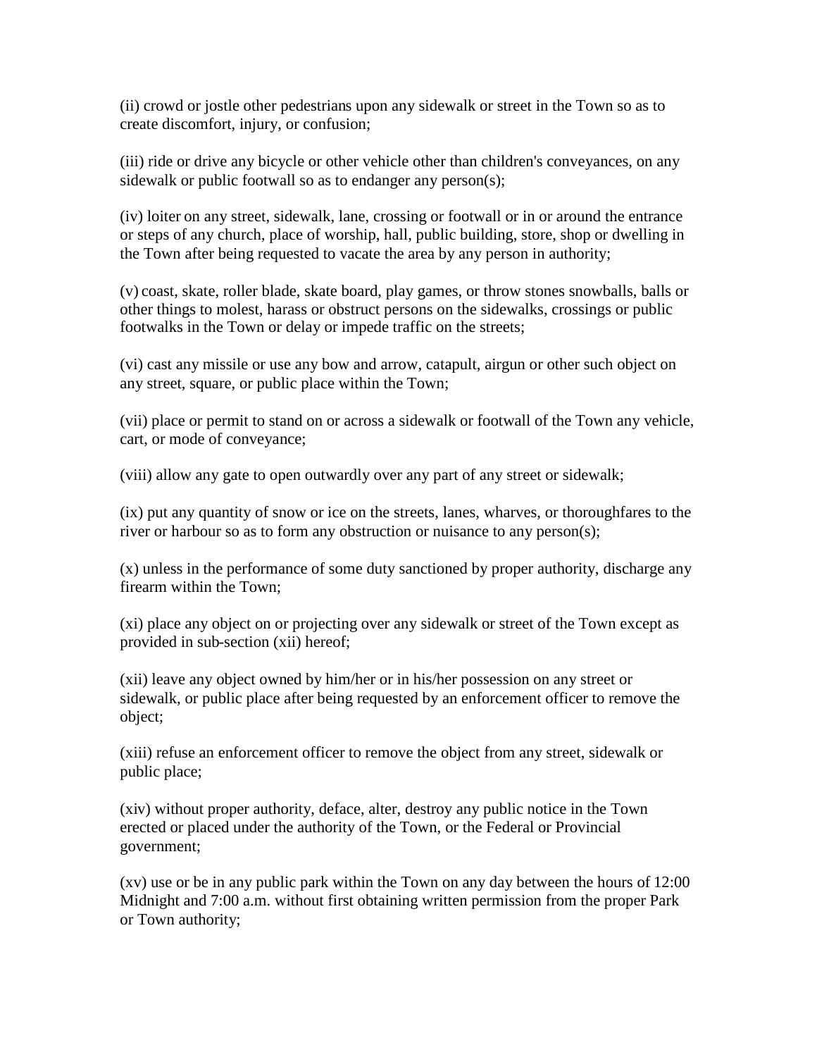(ii) crowd or jostle other pedestrians upon any sidewalk or street in the Town so as to create discomfort, injury, or confusion;

(iii) ride or drive any bicycle or other vehicle other than children's conveyances, on any sidewalk or public footwall so as to endanger any person(s);

(iv) loiter on any street, sidewalk, lane, crossing or footwall or in or around the entrance or steps of any church, place of worship, hall, public building, store, shop or dwelling in the Town after being requested to vacate the area by any person in authority;

(v) coast, skate, roller blade, skate board, play games, or throw stones snowballs, balls or other things to molest, harass or obstruct persons on the sidewalks, crossings or public footwalks in the Town or delay or impede traffic on the streets;

(vi) cast any missile or use any bow and arrow, catapult, airgun or other such object on any street, square, or public place within the Town;

(vii) place or permit to stand on or across a sidewalk or footwall of the Town any vehicle, cart, or mode of conveyance;

(viii) allow any gate to open outwardly over any part of any street or sidewalk;

(ix) put any quantity of snow or ice on the streets, lanes, wharves, or thoroughfares to the river or harbour so as to form any obstruction or nuisance to any person(s);

(x) unless in the performance of some duty sanctioned by proper authority, discharge any firearm within the Town;

(xi) place any object on or projecting over any sidewalk or street of the Town except as provided in sub-section (xii) hereof;

(xii) leave any object owned by him/her or in his/her possession on any street or sidewalk, or public place after being requested by an enforcement officer to remove the object;

(xiii) refuse an enforcement officer to remove the object from any street, sidewalk or public place;

(xiv) without proper authority, deface, alter, destroy any public notice in the Town erected or placed under the authority of the Town, or the Federal or Provincial government;

(xv) use or be in any public park within the Town on any day between the hours of 12:00 Midnight and 7:00 a.m. without first obtaining written permission from the proper Park or Town authority;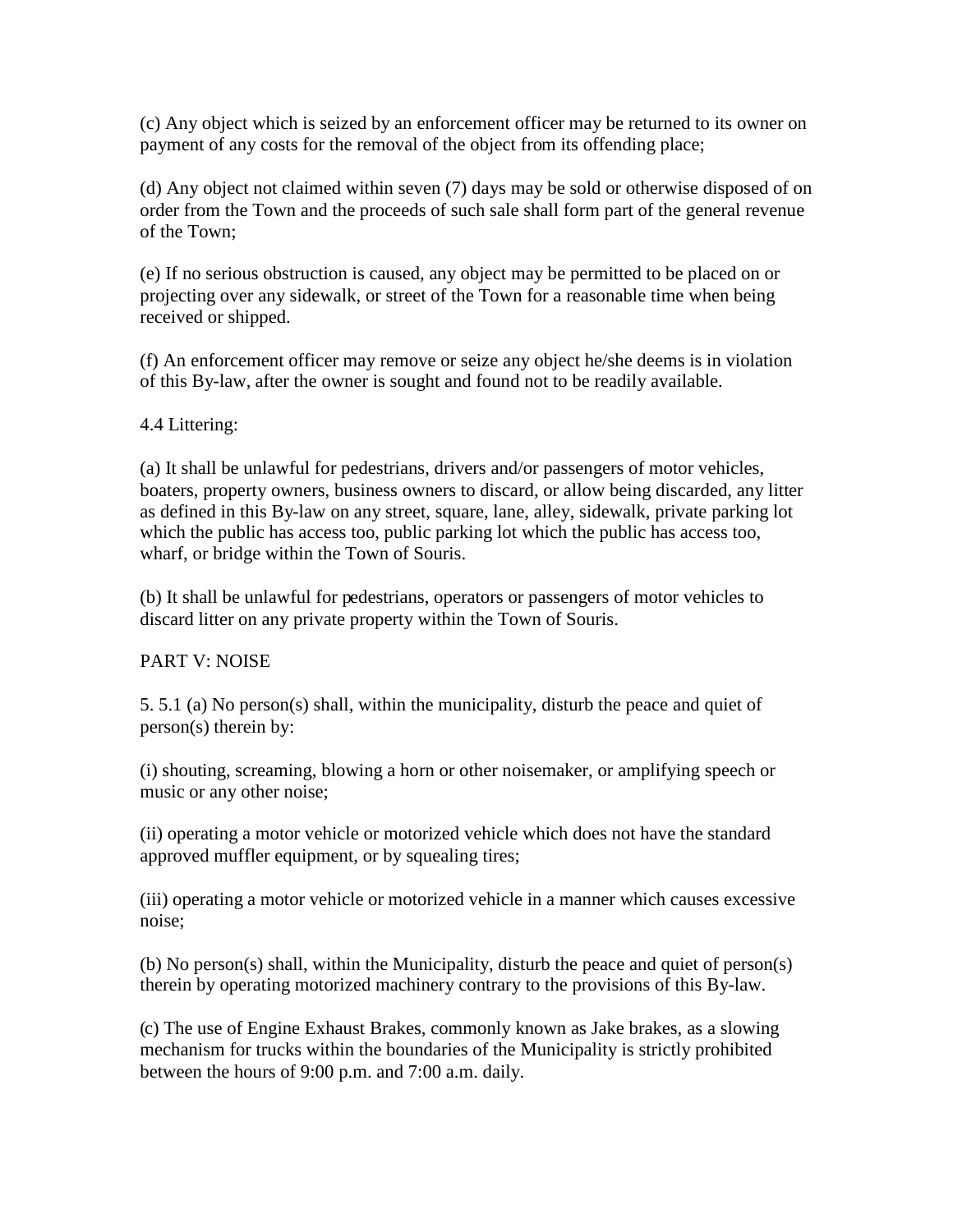(c) Any object which is seized by an enforcement officer may be returned to its owner on payment of any costs for the removal of the object from its offending place;

(d) Any object not claimed within seven (7) days may be sold or otherwise disposed of on order from the Town and the proceeds of such sale shall form part of the general revenue of the Town;

(e) If no serious obstruction is caused, any object may be permitted to be placed on or projecting over any sidewalk, or street of the Town for a reasonable time when being received or shipped.

(f) An enforcement officer may remove or seize any object he/she deems is in violation of this By-law, after the owner is sought and found not to be readily available.

4.4 Littering:

(a) It shall be unlawful for pedestrians, drivers and/or passengers of motor vehicles, boaters, property owners, business owners to discard, or allow being discarded, any litter as defined in this By-law on any street, square, lane, alley, sidewalk, private parking lot which the public has access too, public parking lot which the public has access too, wharf, or bridge within the Town of Souris.

(b) It shall be unlawful for pedestrians, operators or passengers of motor vehicles to discard litter on any private property within the Town of Souris.

## PART V: NOISE

5. 5.1 (a) No person(s) shall, within the municipality, disturb the peace and quiet of person(s) therein by:

(i) shouting, screaming, blowing a horn or other noisemaker, or amplifying speech or music or any other noise;

(ii) operating a motor vehicle or motorized vehicle which does not have the standard approved muffler equipment, or by squealing tires;

(iii) operating a motor vehicle or motorized vehicle in a manner which causes excessive noise;

(b) No person(s) shall, within the Municipality, disturb the peace and quiet of person(s) therein by operating motorized machinery contrary to the provisions of this By-law.

(c) The use of Engine Exhaust Brakes, commonly known as Jake brakes, as a slowing mechanism for trucks within the boundaries of the Municipality is strictly prohibited between the hours of 9:00 p.m. and 7:00 a.m. daily.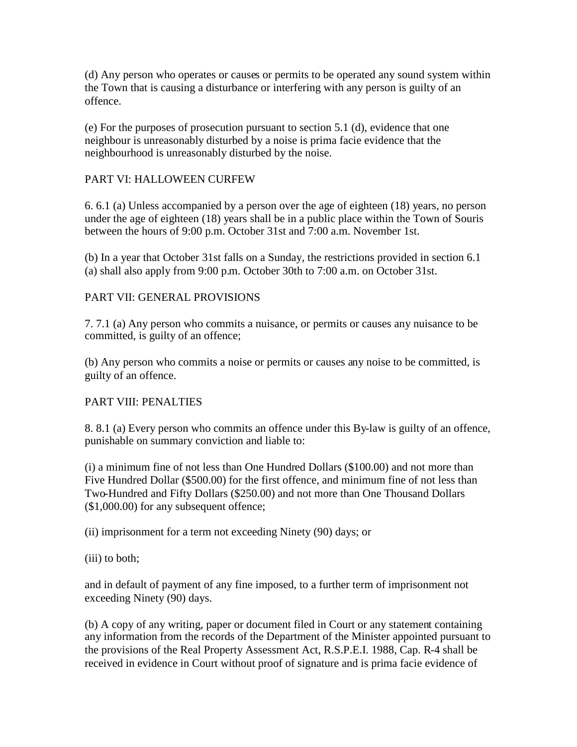(d) Any person who operates or causes or permits to be operated any sound system within the Town that is causing a disturbance or interfering with any person is guilty of an offence.

(e) For the purposes of prosecution pursuant to section 5.1 (d), evidence that one neighbour is unreasonably disturbed by a noise is prima facie evidence that the neighbourhood is unreasonably disturbed by the noise.

## PART VI: HALLOWEEN CURFEW

6. 6.1 (a) Unless accompanied by a person over the age of eighteen (18) years, no person under the age of eighteen (18) years shall be in a public place within the Town of Souris between the hours of 9:00 p.m. October 31st and 7:00 a.m. November 1st.

(b) In a year that October 31st falls on a Sunday, the restrictions provided in section 6.1 (a) shall also apply from 9:00 p.m. October 30th to 7:00 a.m. on October 31st.

## PART VII: GENERAL PROVISIONS

7. 7.1 (a) Any person who commits a nuisance, or permits or causes any nuisance to be committed, is guilty of an offence;

(b) Any person who commits a noise or permits or causes any noise to be committed, is guilty of an offence.

## PART VIII: PENALTIES

8. 8.1 (a) Every person who commits an offence under this By-law is guilty of an offence, punishable on summary conviction and liable to:

(i) a minimum fine of not less than One Hundred Dollars ($100.00) and not more than Five Hundred Dollar ($500.00) for the first offence, and minimum fine of not less than Two-Hundred and Fifty Dollars ($250.00) and not more than One Thousand Dollars ($1,000.00) for any subsequent offence;

(ii) imprisonment for a term not exceeding Ninety (90) days; or

(iii) to both;

and in default of payment of any fine imposed, to a further term of imprisonment not exceeding Ninety (90) days.

(b) A copy of any writing, paper or document filed in Court or any statement containing any information from the records of the Department of the Minister appointed pursuant to the provisions of the Real Property Assessment Act, R.S.P.E.I. 1988, Cap. R-4 shall be received in evidence in Court without proof of signature and is prima facie evidence of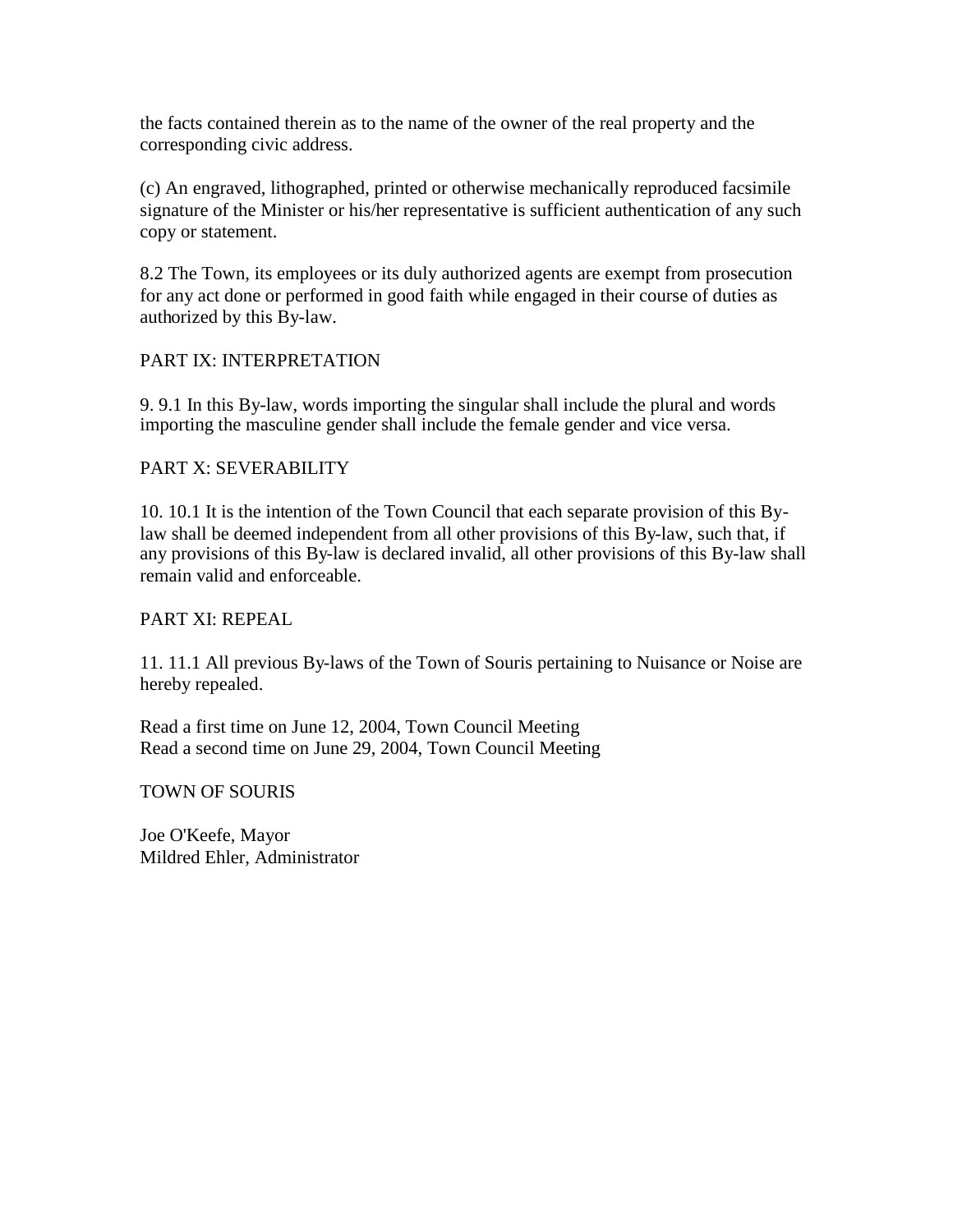the facts contained therein as to the name of the owner of the real property and the corresponding civic address.

(c) An engraved, lithographed, printed or otherwise mechanically reproduced facsimile signature of the Minister or his/her representative is sufficient authentication of any such copy or statement.

8.2 The Town, its employees or its duly authorized agents are exempt from prosecution for any act done or performed in good faith while engaged in their course of duties as authorized by this By-law.

PART IX: INTERPRETATION

9. 9.1 In this By-law, words importing the singular shall include the plural and words importing the masculine gender shall include the female gender and vice versa.

PART X: SEVERABILITY

10. 10.1 It is the intention of the Town Council that each separate provision of this By-law shall be deemed independent from all other provisions of this By-law, such that, if any provisions of this By-law is declared invalid, all other provisions of this By-law shall remain valid and enforceable.

PART XI: REPEAL

11. 11.1 All previous By-laws of the Town of Souris pertaining to Nuisance or Noise are hereby repealed.

Read a first time on June 12, 2004, Town Council Meeting
Read a second time on June 29, 2004, Town Council Meeting

TOWN OF SOURIS

Joe O'Keefe, Mayor
Mildred Ehler, Administrator